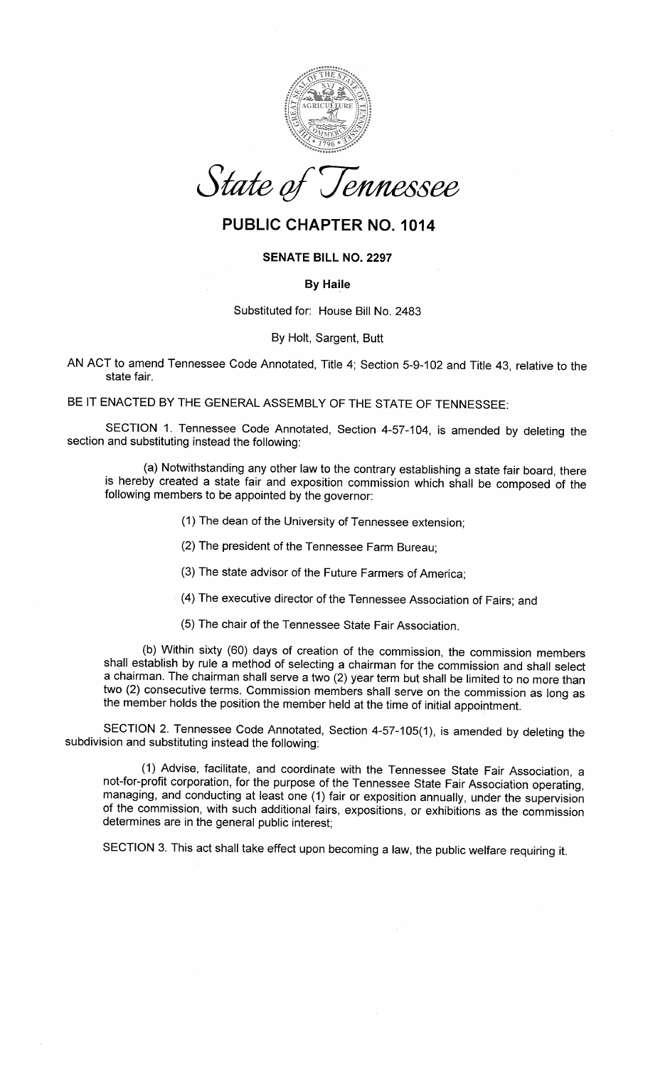*State of Tennessee*

# PUBLIC CHAPTER NO. 1014

### SENATE BILL NO. 2297

**By Haile**

Substituted for: House Bill No. 2483

By Holt, Sargent, Butt

AN ACT to amend Tennessee Code Annotated, Title 4; Section 5-9-102 and Title 43, relative to the state fair.

BE IT ENACTED BY THE GENERAL ASSEMBLY OF THE STATE OF TENNESSEE:

SECTION 1. Tennessee Code Annotated, Section 4-57-104, is amended by deleting the section and substituting instead the following:

(a) Notwithstanding any other law to the contrary establishing a state fair board, there is hereby created a state fair and exposition commission which shall be composed of the following members to be appointed by the governor:

(1) The dean of the University of Tennessee extension;

(2) The president of the Tennessee Farm Bureau;

(3) The state advisor of the Future Farmers of America;

(4) The executive director of the Tennessee Association of Fairs; and

(5) The chair of the Tennessee State Fair Association.

(b) Within sixty (60) days of creation of the commission, the commission members shall establish by rule a method of selecting a chairman for the commission and shall select a chairman. The chairman shall serve a two (2) year term but shall be limited to no more than two (2) consecutive terms. Commission members shall serve on the commission as long as the member holds the position the member held at the time of initial appointment.

SECTION 2. Tennessee Code Annotated, Section 4-57-105(1), is amended by deleting the subdivision and substituting instead the following:

(1) Advise, facilitate, and coordinate with the Tennessee State Fair Association, a not-for-profit corporation, for the purpose of the Tennessee State Fair Association operating, managing, and conducting at least one (1) fair or exposition annually, under the supervision of the commission, with such additional fairs, expositions, or exhibitions as the commission determines are in the general public interest;

SECTION 3. This act shall take effect upon becoming a law, the public welfare requiring it.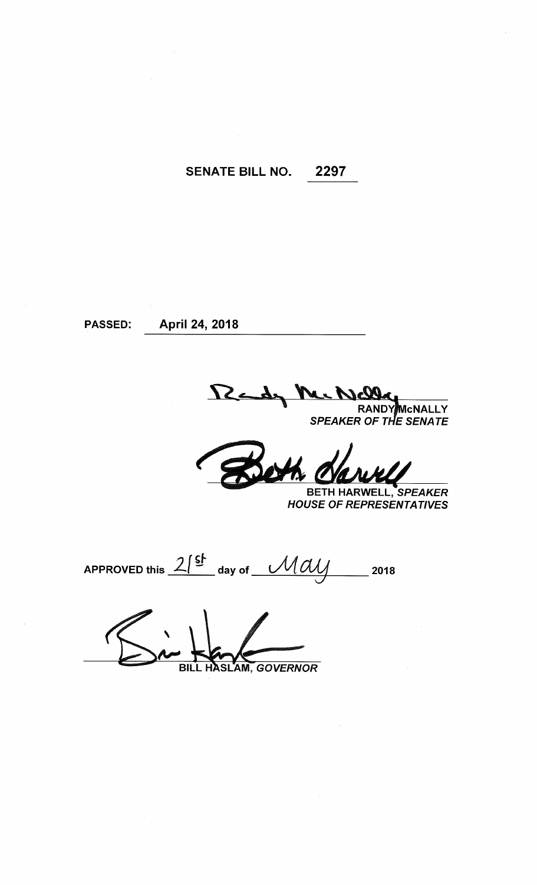**SENATE BILL NO. 2297**

**PASSED:** April 24, 2018

RANDY McNALLY
*SPEAKER OF THE SENATE*

BETH HARWELL, *SPEAKER*
*HOUSE OF REPRESENTATIVES*

APPROVED this 21st day of May 2018

BILL HASLAM, *GOVERNOR*